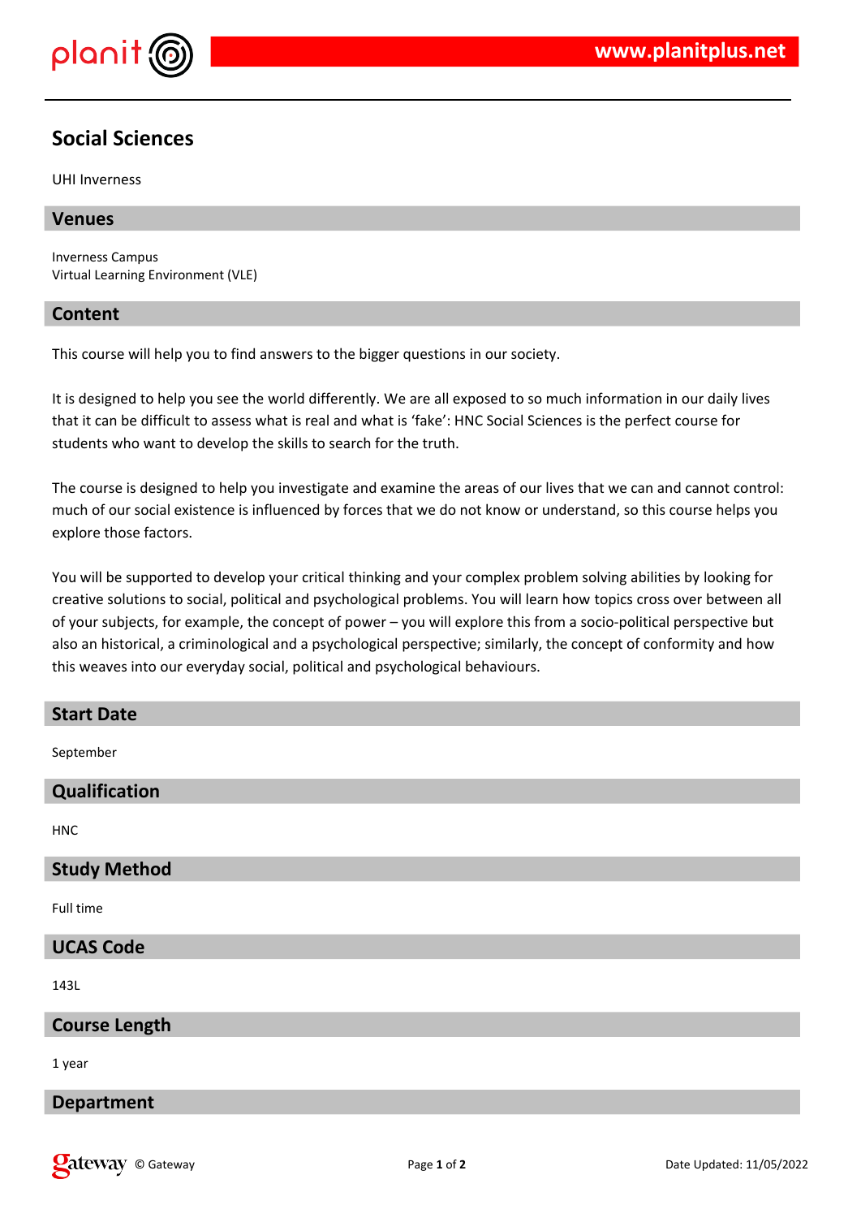# Social Sciences

UHI Inverness

## Venues

Inverness Campus
Virtual Learning Environment (VLE)

## Content

This course will help you to find answers to the bigger questions in our society.

It is designed to help you see the world differently. We are all exposed to so much information in our daily lives that it can be difficult to assess what is real and what is 'fake': HNC Social Sciences is the perfect course for students who want to develop the skills to search for the truth.

The course is designed to help you investigate and examine the areas of our lives that we can and cannot control: much of our social existence is influenced by forces that we do not know or understand, so this course helps you explore those factors.

You will be supported to develop your critical thinking and your complex problem solving abilities by looking for creative solutions to social, political and psychological problems. You will learn how topics cross over between all of your subjects, for example, the concept of power – you will explore this from a socio-political perspective but also an historical, a criminological and a psychological perspective; similarly, the concept of conformity and how this weaves into our everyday social, political and psychological behaviours.

## Start Date

September

## Qualification

HNC

## Study Method

Full time

## UCAS Code

143L

## Course Length

1 year

## Department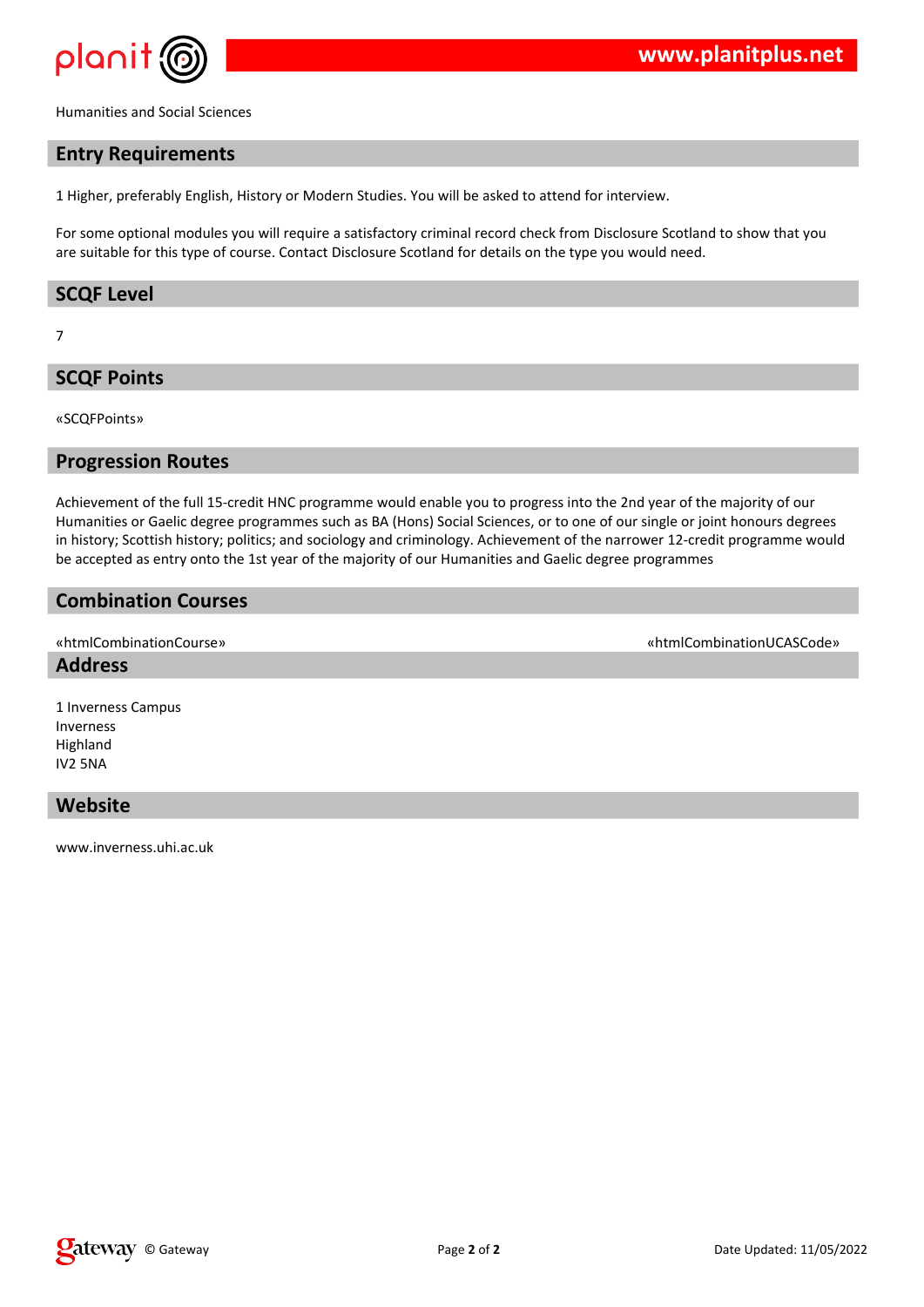Humanities and Social Sciences

## Entry Requirements

1 Higher, preferably English, History or Modern Studies. You will be asked to attend for interview.

For some optional modules you will require a satisfactory criminal record check from Disclosure Scotland to show that you are suitable for this type of course. Contact Disclosure Scotland for details on the type you would need.

## SCQF Level

7

## SCQF Points

«SCQFPoints»

## Progression Routes

Achievement of the full 15-credit HNC programme would enable you to progress into the 2nd year of the majority of our Humanities or Gaelic degree programmes such as BA (Hons) Social Sciences, or to one of our single or joint honours degrees in history; Scottish history; politics; and sociology and criminology. Achievement of the narrower 12-credit programme would be accepted as entry onto the 1st year of the majority of our Humanities and Gaelic degree programmes

## Combination Courses

«htmlCombinationCourse» «htmlCombinationUCASCode»

## Address

1 Inverness Campus
Inverness
Highland
IV2 5NA

## Website

www.inverness.uhi.ac.uk